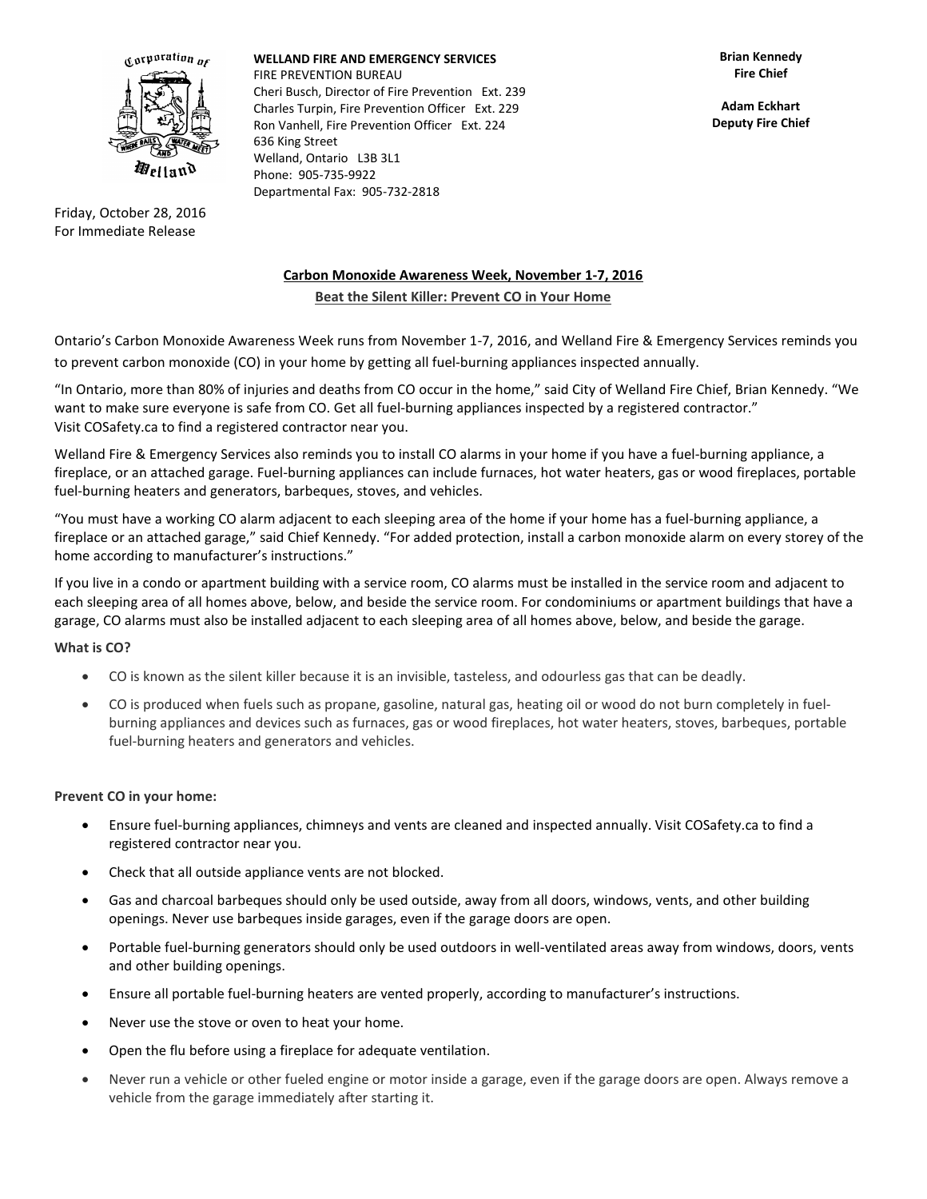**WELLAND FIRE AND EMERGENCY SERVICES**
FIRE PREVENTION BUREAU
Cheri Busch, Director of Fire Prevention Ext. 239
Charles Turpin, Fire Prevention Officer Ext. 229
Ron Vanhell, Fire Prevention Officer Ext. 224
636 King Street
Welland, Ontario L3B 3L1
Phone: 905-735-9922
Departmental Fax: 905-732-2818

**Brian Kennedy**
**Fire Chief**

**Adam Eckhart**
**Deputy Fire Chief**

Friday, October 28, 2016
For Immediate Release

## Carbon Monoxide Awareness Week, November 1-7, 2016

### Beat the Silent Killer: Prevent CO in Your Home

Ontario's Carbon Monoxide Awareness Week runs from November 1-7, 2016, and Welland Fire & Emergency Services reminds you to prevent carbon monoxide (CO) in your home by getting all fuel-burning appliances inspected annually.

"In Ontario, more than 80% of injuries and deaths from CO occur in the home," said City of Welland Fire Chief, Brian Kennedy. "We want to make sure everyone is safe from CO. Get all fuel-burning appliances inspected by a registered contractor." Visit COSafety.ca to find a registered contractor near you.

Welland Fire & Emergency Services also reminds you to install CO alarms in your home if you have a fuel-burning appliance, a fireplace, or an attached garage. Fuel-burning appliances can include furnaces, hot water heaters, gas or wood fireplaces, portable fuel-burning heaters and generators, barbeques, stoves, and vehicles.

"You must have a working CO alarm adjacent to each sleeping area of the home if your home has a fuel-burning appliance, a fireplace or an attached garage," said Chief Kennedy. "For added protection, install a carbon monoxide alarm on every storey of the home according to manufacturer's instructions."

If you live in a condo or apartment building with a service room, CO alarms must be installed in the service room and adjacent to each sleeping area of all homes above, below, and beside the service room. For condominiums or apartment buildings that have a garage, CO alarms must also be installed adjacent to each sleeping area of all homes above, below, and beside the garage.

**What is CO?**

- CO is known as the silent killer because it is an invisible, tasteless, and odourless gas that can be deadly.
- CO is produced when fuels such as propane, gasoline, natural gas, heating oil or wood do not burn completely in fuel-burning appliances and devices such as furnaces, gas or wood fireplaces, hot water heaters, stoves, barbeques, portable fuel-burning heaters and generators and vehicles.

**Prevent CO in your home:**

- Ensure fuel-burning appliances, chimneys and vents are cleaned and inspected annually. Visit COSafety.ca to find a registered contractor near you.
- Check that all outside appliance vents are not blocked.
- Gas and charcoal barbeques should only be used outside, away from all doors, windows, vents, and other building openings. Never use barbeques inside garages, even if the garage doors are open.
- Portable fuel-burning generators should only be used outdoors in well-ventilated areas away from windows, doors, vents and other building openings.
- Ensure all portable fuel-burning heaters are vented properly, according to manufacturer's instructions.
- Never use the stove or oven to heat your home.
- Open the flu before using a fireplace for adequate ventilation.
- Never run a vehicle or other fueled engine or motor inside a garage, even if the garage doors are open. Always remove a vehicle from the garage immediately after starting it.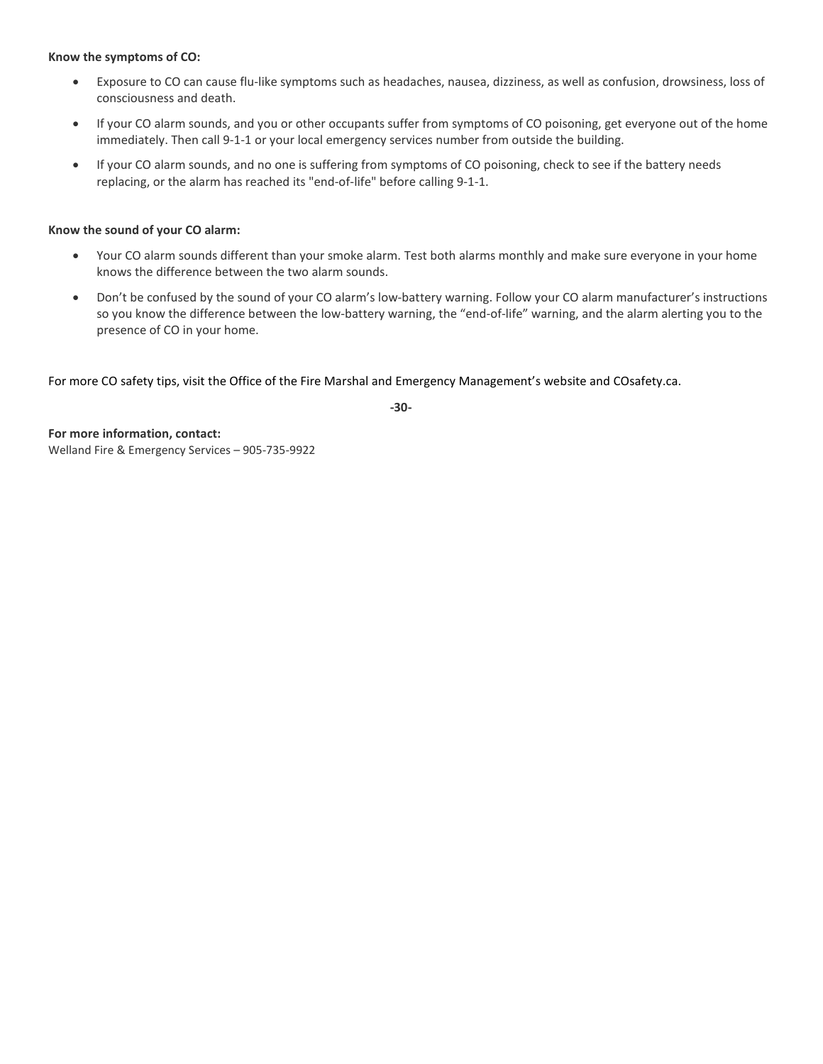**Know the symptoms of CO:**

- Exposure to CO can cause flu-like symptoms such as headaches, nausea, dizziness, as well as confusion, drowsiness, loss of consciousness and death.
- If your CO alarm sounds, and you or other occupants suffer from symptoms of CO poisoning, get everyone out of the home immediately. Then call 9-1-1 or your local emergency services number from outside the building.
- If your CO alarm sounds, and no one is suffering from symptoms of CO poisoning, check to see if the battery needs replacing, or the alarm has reached its "end-of-life" before calling 9-1-1.

**Know the sound of your CO alarm:**

- Your CO alarm sounds different than your smoke alarm. Test both alarms monthly and make sure everyone in your home knows the difference between the two alarm sounds.
- Don't be confused by the sound of your CO alarm's low-battery warning. Follow your CO alarm manufacturer's instructions so you know the difference between the low-battery warning, the "end-of-life" warning, and the alarm alerting you to the presence of CO in your home.

For more CO safety tips, visit the Office of the Fire Marshal and Emergency Management's website and COsafety.ca.

**-30-**

**For more information, contact:**
Welland Fire & Emergency Services – 905-735-9922